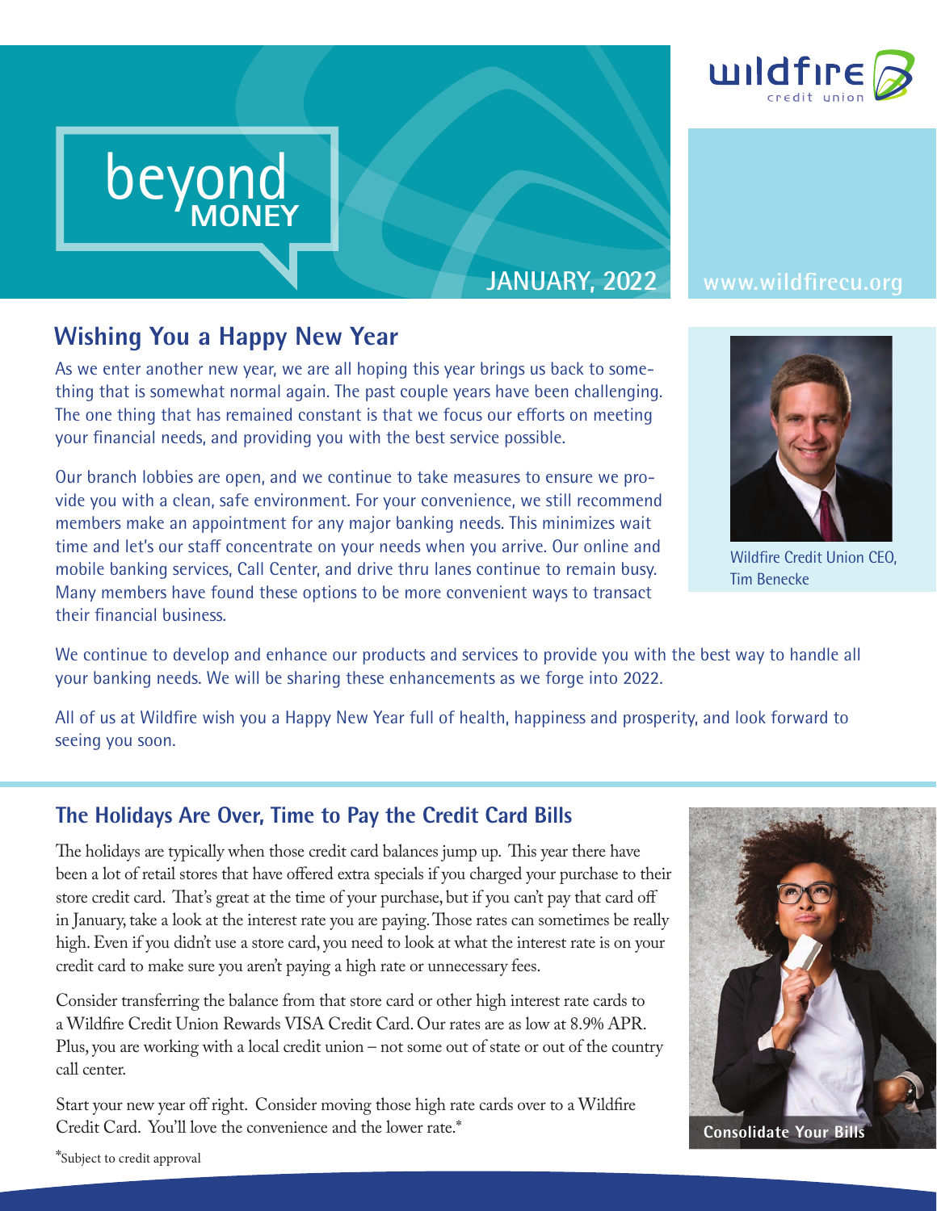# beyond MONEY

JANUARY, 2022

www.wildfirecu.org

## Wishing You a Happy New Year

As we enter another new year, we are all hoping this year brings us back to something that is somewhat normal again. The past couple years have been challenging. The one thing that has remained constant is that we focus our efforts on meeting your financial needs, and providing you with the best service possible.

Our branch lobbies are open, and we continue to take measures to ensure we provide you with a clean, safe environment. For your convenience, we still recommend members make an appointment for any major banking needs. This minimizes wait time and let's our staff concentrate on your needs when you arrive. Our online and mobile banking services, Call Center, and drive thru lanes continue to remain busy. Many members have found these options to be more convenient ways to transact their financial business.

Wildfire Credit Union CEO, Tim Benecke

We continue to develop and enhance our products and services to provide you with the best way to handle all your banking needs. We will be sharing these enhancements as we forge into 2022.

All of us at Wildfire wish you a Happy New Year full of health, happiness and prosperity, and look forward to seeing you soon.

## The Holidays Are Over, Time to Pay the Credit Card Bills

The holidays are typically when those credit card balances jump up. This year there have been a lot of retail stores that have offered extra specials if you charged your purchase to their store credit card. That's great at the time of your purchase, but if you can't pay that card off in January, take a look at the interest rate you are paying. Those rates can sometimes be really high. Even if you didn't use a store card, you need to look at what the interest rate is on your credit card to make sure you aren't paying a high rate or unnecessary fees.

Consider transferring the balance from that store card or other high interest rate cards to a Wildfire Credit Union Rewards VISA Credit Card. Our rates are as low at 8.9% APR. Plus, you are working with a local credit union – not some out of state or out of the country call center.

Start your new year off right. Consider moving those high rate cards over to a Wildfire Credit Card. You'll love the convenience and the lower rate.*

Consolidate Your Bills

*Subject to credit approval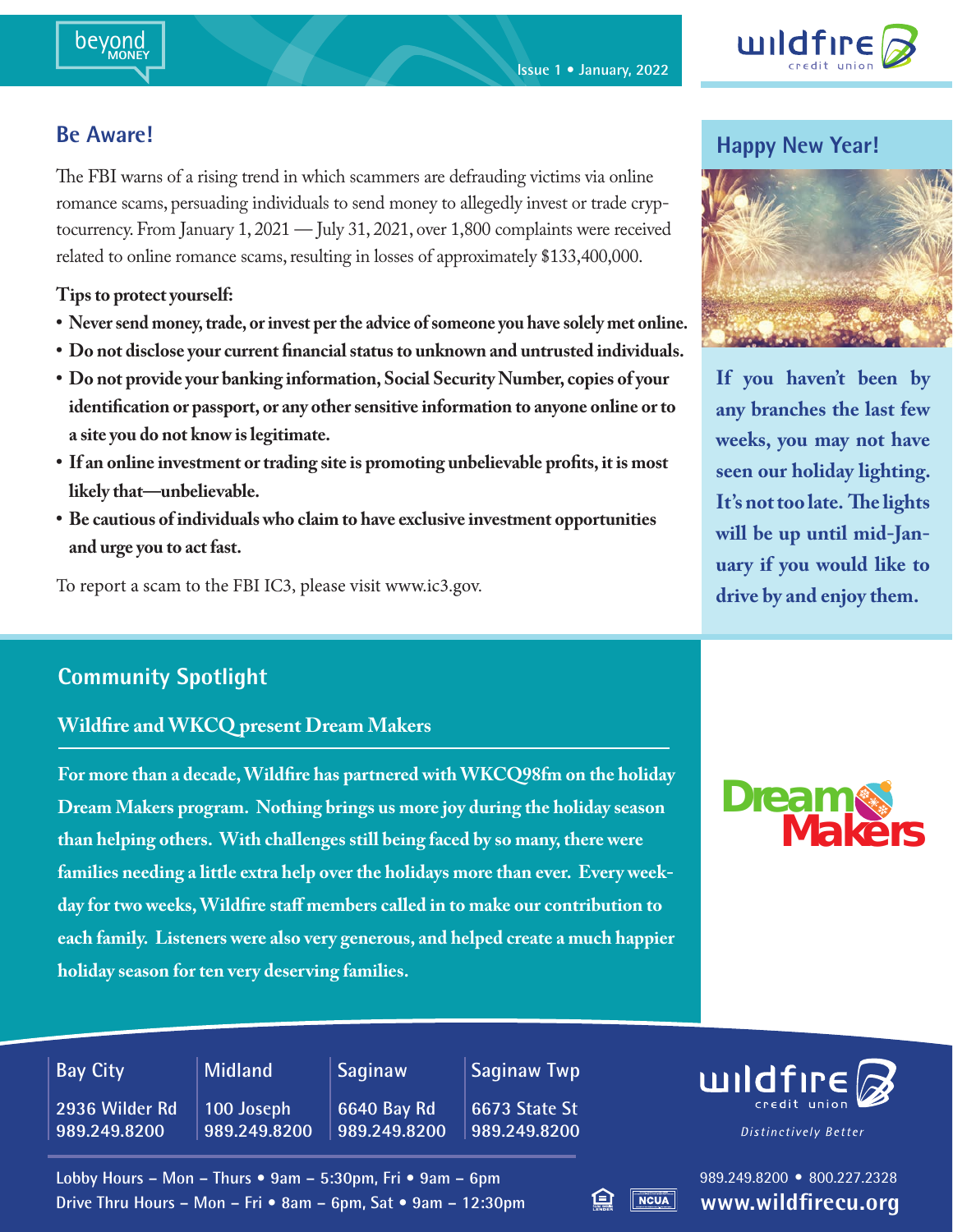beyond MONEY

Issue 1 • January, 2022

## Be Aware!

The FBI warns of a rising trend in which scammers are defrauding victims via online romance scams, persuading individuals to send money to allegedly invest or trade cryptocurrency. From January 1, 2021 — July 31, 2021, over 1,800 complaints were received related to online romance scams, resulting in losses of approximately $133,400,000.

**Tips to protect yourself:**

- **Never send money, trade, or invest per the advice of someone you have solely met online.**
- **Do not disclose your current financial status to unknown and untrusted individuals.**
- **Do not provide your banking information, Social Security Number, copies of your identification or passport, or any other sensitive information to anyone online or to a site you do not know is legitimate.**
- **If an online investment or trading site is promoting unbelievable profits, it is most likely that—unbelievable.**
- **Be cautious of individuals who claim to have exclusive investment opportunities and urge you to act fast.**

To report a scam to the FBI IC3, please visit www.ic3.gov.

## Happy New Year!

**If you haven't been by any branches the last few weeks, you may not have seen our holiday lighting. It's not too late. The lights will be up until mid-January if you would like to drive by and enjoy them.**

## Community Spotlight

### Wildfire and WKCQ present Dream Makers

**For more than a decade, Wildfire has partnered with WKCQ98fm on the holiday Dream Makers program. Nothing brings us more joy during the holiday season than helping others. With challenges still being faced by so many, there were families needing a little extra help over the holidays more than ever. Every weekday for two weeks, Wildfire staff members called in to make our contribution to each family. Listeners were also very generous, and helped create a much happier holiday season for ten very deserving families.**

Dream Makers

| Bay City | Midland | Saginaw | Saginaw Twp |
|---|---|---|---|
| 2936 Wilder Rd | 100 Joseph | 6640 Bay Rd | 6673 State St |
| 989.249.8200 | 989.249.8200 | 989.249.8200 | 989.249.8200 |

Lobby Hours – Mon – Thurs • 9am – 5:30pm, Fri • 9am – 6pm
Drive Thru Hours – Mon – Fri • 8am – 6pm, Sat • 9am – 12:30pm

wildfire credit union

*Distinctively Better*

989.249.8200 • 800.227.2328
www.wildfirecu.org